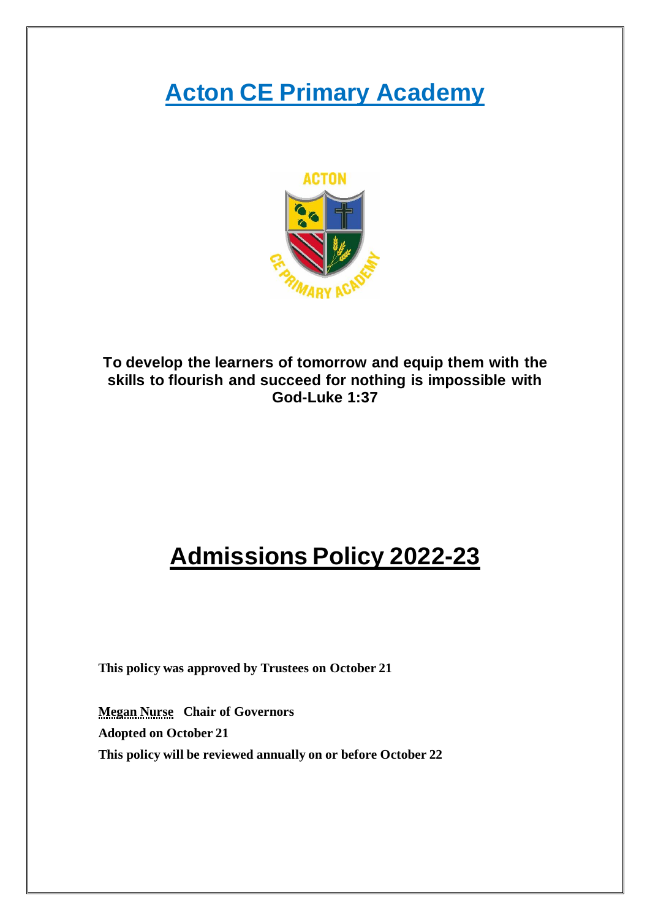# Acton CE Primary Academy

**To develop the learners of tomorrow and equip them with the skills to flourish and succeed for nothing is impossible with God-Luke 1:37**

# Admissions Policy 2022-23

**This policy was approved by Trustees on October 21**

**Megan Nurse Chair of Governors**

**Adopted on October 21**

**This policy will be reviewed annually on or before October 22**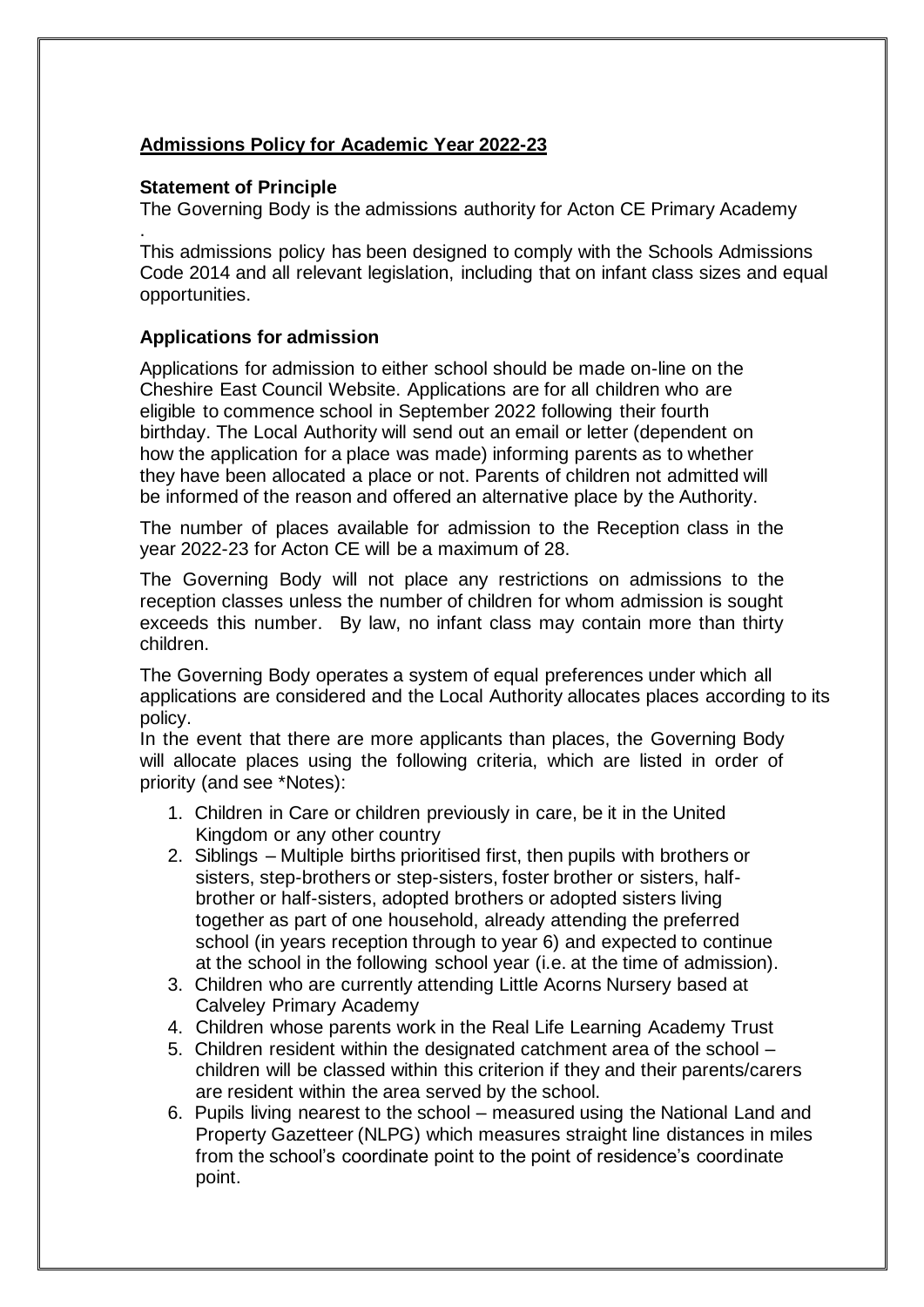**Admissions Policy for Academic Year 2022-23**

**Statement of Principle**

The Governing Body is the admissions authority for Acton CE Primary Academy

.

This admissions policy has been designed to comply with the Schools Admissions Code 2014 and all relevant legislation, including that on infant class sizes and equal opportunities.

**Applications for admission**

Applications for admission to either school should be made on-line on the Cheshire East Council Website. Applications are for all children who are eligible to commence school in September 2022 following their fourth birthday. The Local Authority will send out an email or letter (dependent on how the application for a place was made) informing parents as to whether they have been allocated a place or not. Parents of children not admitted will be informed of the reason and offered an alternative place by the Authority.

The number of places available for admission to the Reception class in the year 2022-23 for Acton CE will be a maximum of 28.

The Governing Body will not place any restrictions on admissions to the reception classes unless the number of children for whom admission is sought exceeds this number. By law, no infant class may contain more than thirty children.

The Governing Body operates a system of equal preferences under which all applications are considered and the Local Authority allocates places according to its policy.

In the event that there are more applicants than places, the Governing Body will allocate places using the following criteria, which are listed in order of priority (and see *Notes):

1. Children in Care or children previously in care, be it in the United Kingdom or any other country
2. Siblings – Multiple births prioritised first, then pupils with brothers or sisters, step-brothers or step-sisters, foster brother or sisters, half-brother or half-sisters, adopted brothers or adopted sisters living together as part of one household, already attending the preferred school (in years reception through to year 6) and expected to continue at the school in the following school year (i.e. at the time of admission).
3. Children who are currently attending Little Acorns Nursery based at Calveley Primary Academy
4. Children whose parents work in the Real Life Learning Academy Trust
5. Children resident within the designated catchment area of the school – children will be classed within this criterion if they and their parents/carers are resident within the area served by the school.
6. Pupils living nearest to the school – measured using the National Land and Property Gazetteer (NLPG) which measures straight line distances in miles from the school's coordinate point to the point of residence's coordinate point.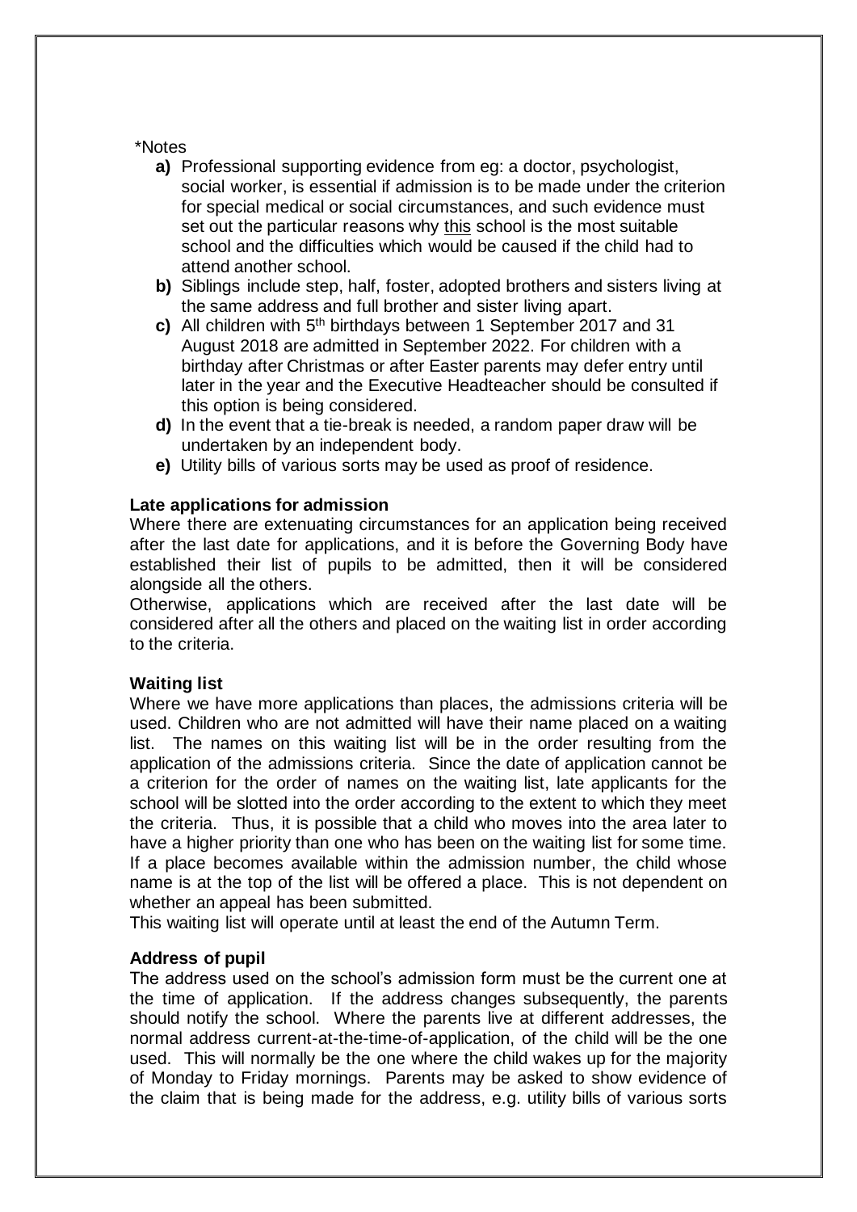\*Notes

- **a)** Professional supporting evidence from eg: a doctor, psychologist, social worker, is essential if admission is to be made under the criterion for special medical or social circumstances, and such evidence must set out the particular reasons why this school is the most suitable school and the difficulties which would be caused if the child had to attend another school.
- **b)** Siblings include step, half, foster, adopted brothers and sisters living at the same address and full brother and sister living apart.
- **c)** All children with 5th birthdays between 1 September 2017 and 31 August 2018 are admitted in September 2022. For children with a birthday after Christmas or after Easter parents may defer entry until later in the year and the Executive Headteacher should be consulted if this option is being considered.
- **d)** In the event that a tie-break is needed, a random paper draw will be undertaken by an independent body.
- **e)** Utility bills of various sorts may be used as proof of residence.

**Late applications for admission**

Where there are extenuating circumstances for an application being received after the last date for applications, and it is before the Governing Body have established their list of pupils to be admitted, then it will be considered alongside all the others.

Otherwise, applications which are received after the last date will be considered after all the others and placed on the waiting list in order according to the criteria.

**Waiting list**

Where we have more applications than places, the admissions criteria will be used. Children who are not admitted will have their name placed on a waiting list. The names on this waiting list will be in the order resulting from the application of the admissions criteria. Since the date of application cannot be a criterion for the order of names on the waiting list, late applicants for the school will be slotted into the order according to the extent to which they meet the criteria. Thus, it is possible that a child who moves into the area later to have a higher priority than one who has been on the waiting list for some time. If a place becomes available within the admission number, the child whose name is at the top of the list will be offered a place. This is not dependent on whether an appeal has been submitted.

This waiting list will operate until at least the end of the Autumn Term.

**Address of pupil**

The address used on the school's admission form must be the current one at the time of application. If the address changes subsequently, the parents should notify the school. Where the parents live at different addresses, the normal address current-at-the-time-of-application, of the child will be the one used. This will normally be the one where the child wakes up for the majority of Monday to Friday mornings. Parents may be asked to show evidence of the claim that is being made for the address, e.g. utility bills of various sorts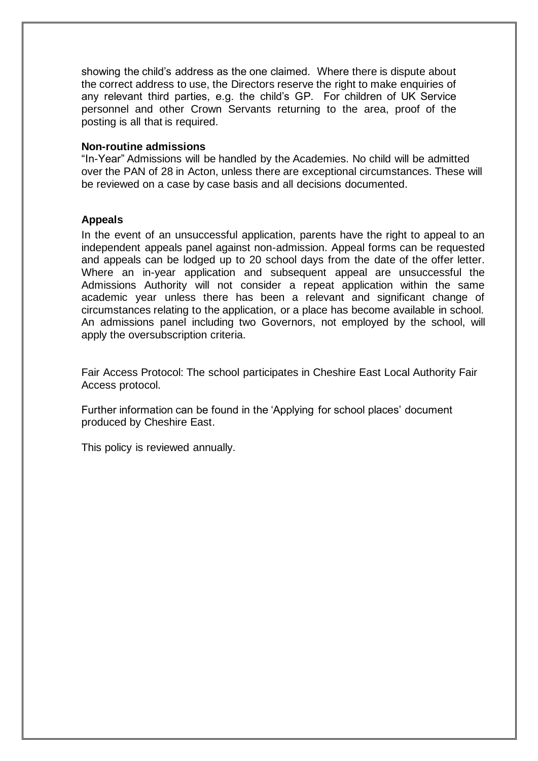showing the child's address as the one claimed. Where there is dispute about the correct address to use, the Directors reserve the right to make enquiries of any relevant third parties, e.g. the child's GP. For children of UK Service personnel and other Crown Servants returning to the area, proof of the posting is all that is required.

**Non-routine admissions**

"In-Year" Admissions will be handled by the Academies. No child will be admitted over the PAN of 28 in Acton, unless there are exceptional circumstances. These will be reviewed on a case by case basis and all decisions documented.

**Appeals**

In the event of an unsuccessful application, parents have the right to appeal to an independent appeals panel against non-admission. Appeal forms can be requested and appeals can be lodged up to 20 school days from the date of the offer letter. Where an in-year application and subsequent appeal are unsuccessful the Admissions Authority will not consider a repeat application within the same academic year unless there has been a relevant and significant change of circumstances relating to the application, or a place has become available in school. An admissions panel including two Governors, not employed by the school, will apply the oversubscription criteria.

Fair Access Protocol: The school participates in Cheshire East Local Authority Fair Access protocol.

Further information can be found in the 'Applying for school places' document produced by Cheshire East.

This policy is reviewed annually.